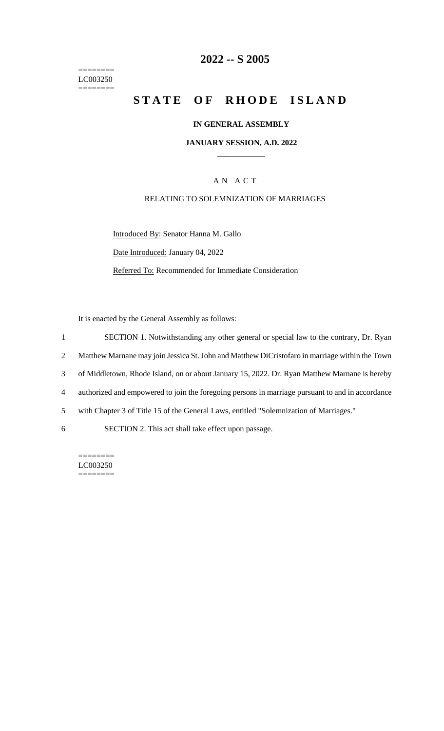========
LC003250
========

# 2022 -- S 2005

# STATE OF RHODE ISLAND

**IN GENERAL ASSEMBLY**

**JANUARY SESSION, A.D. 2022**

____________

A N A C T

RELATING TO SOLEMNIZATION OF MARRIAGES

Introduced By: Senator Hanna M. Gallo

Date Introduced: January 04, 2022

Referred To: Recommended for Immediate Consideration

It is enacted by the General Assembly as follows:

1 SECTION 1. Notwithstanding any other general or special law to the contrary, Dr. Ryan
2 Matthew Marnane may join Jessica St. John and Matthew DiCristofaro in marriage within the Town
3 of Middletown, Rhode Island, on or about January 15, 2022. Dr. Ryan Matthew Marnane is hereby
4 authorized and empowered to join the foregoing persons in marriage pursuant to and in accordance
5 with Chapter 3 of Title 15 of the General Laws, entitled "Solemnization of Marriages."
6 SECTION 2. This act shall take effect upon passage.

========
LC003250
========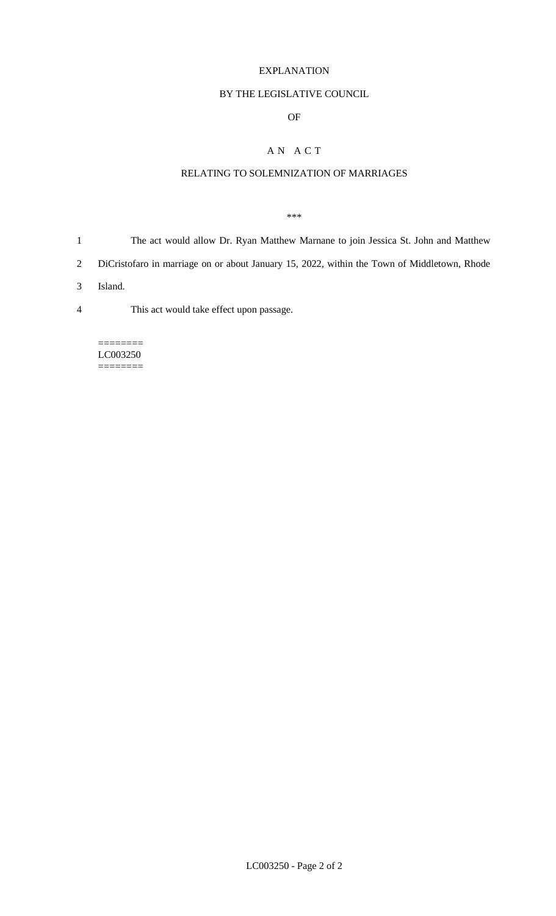EXPLANATION

BY THE LEGISLATIVE COUNCIL

OF

A N A C T

RELATING TO SOLEMNIZATION OF MARRIAGES

\*\*\*

1 The act would allow Dr. Ryan Matthew Marnane to join Jessica St. John and Matthew
2 DiCristofaro in marriage on or about January 15, 2022, within the Town of Middletown, Rhode
3 Island.

4 This act would take effect upon passage.

========
LC003250
========